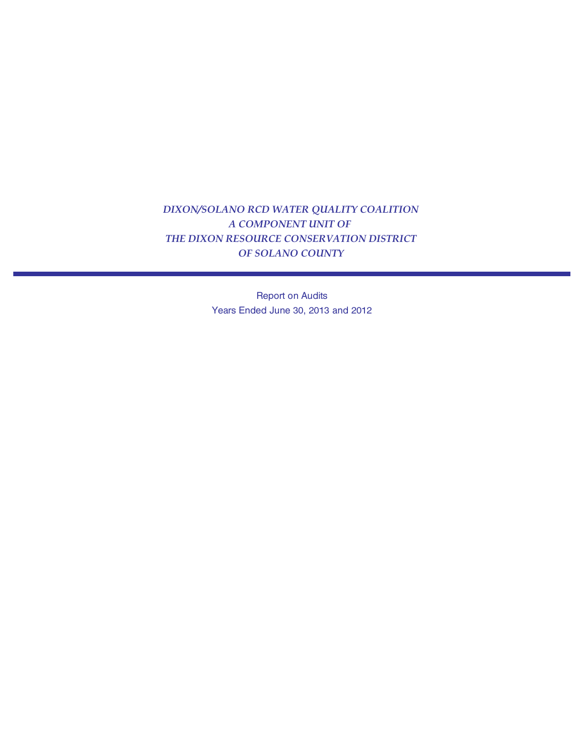# *DIXON/SOLANO RCD WATER QUALITY COALITION*
# *A COMPONENT UNIT OF*
# *THE DIXON RESOURCE CONSERVATION DISTRICT*
# *OF SOLANO COUNTY*

---

Report on Audits

Years Ended June 30, 2013 and 2012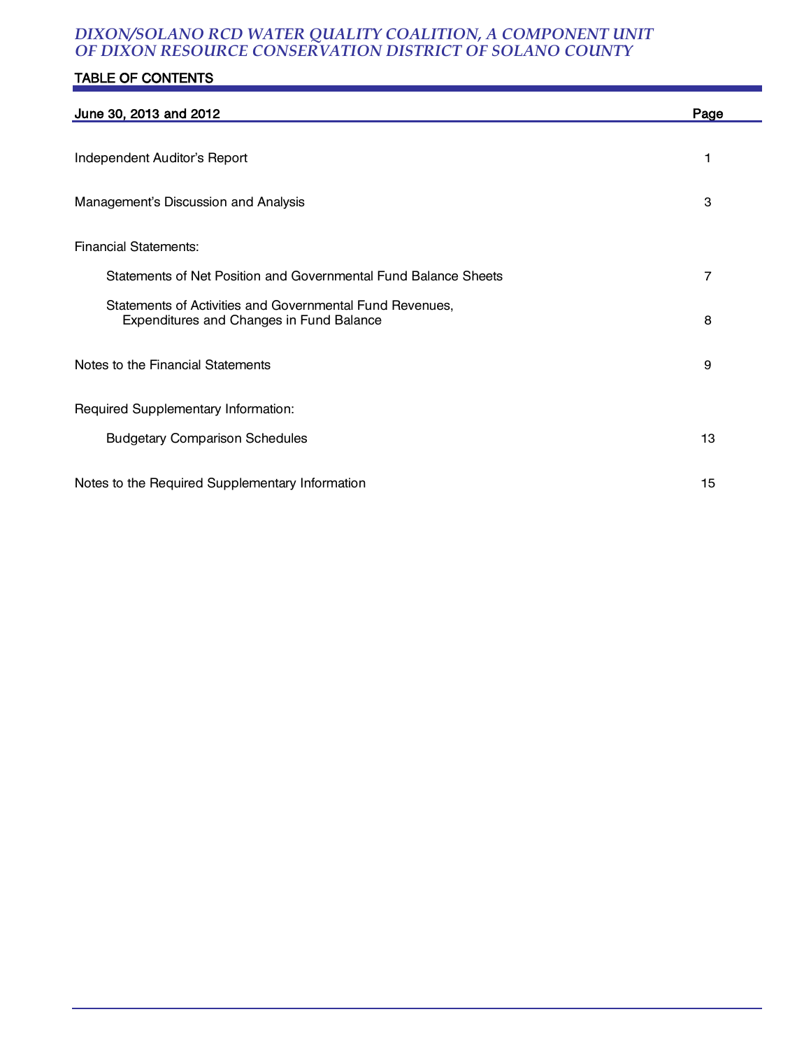# DIXON/SOLANO RCD WATER QUALITY COALITION, A COMPONENT UNIT OF DIXON RESOURCE CONSERVATION DISTRICT OF SOLANO COUNTY

## TABLE OF CONTENTS

| June 30, 2013 and 2012 | Page |
|---|---|
| Independent Auditor's Report | 1 |
| Management's Discussion and Analysis | 3 |
| Financial Statements: | |
| Statements of Net Position and Governmental Fund Balance Sheets | 7 |
| Statements of Activities and Governmental Fund Revenues, Expenditures and Changes in Fund Balance | 8 |
| Notes to the Financial Statements | 9 |
| Required Supplementary Information: | |
| Budgetary Comparison Schedules | 13 |
| Notes to the Required Supplementary Information | 15 |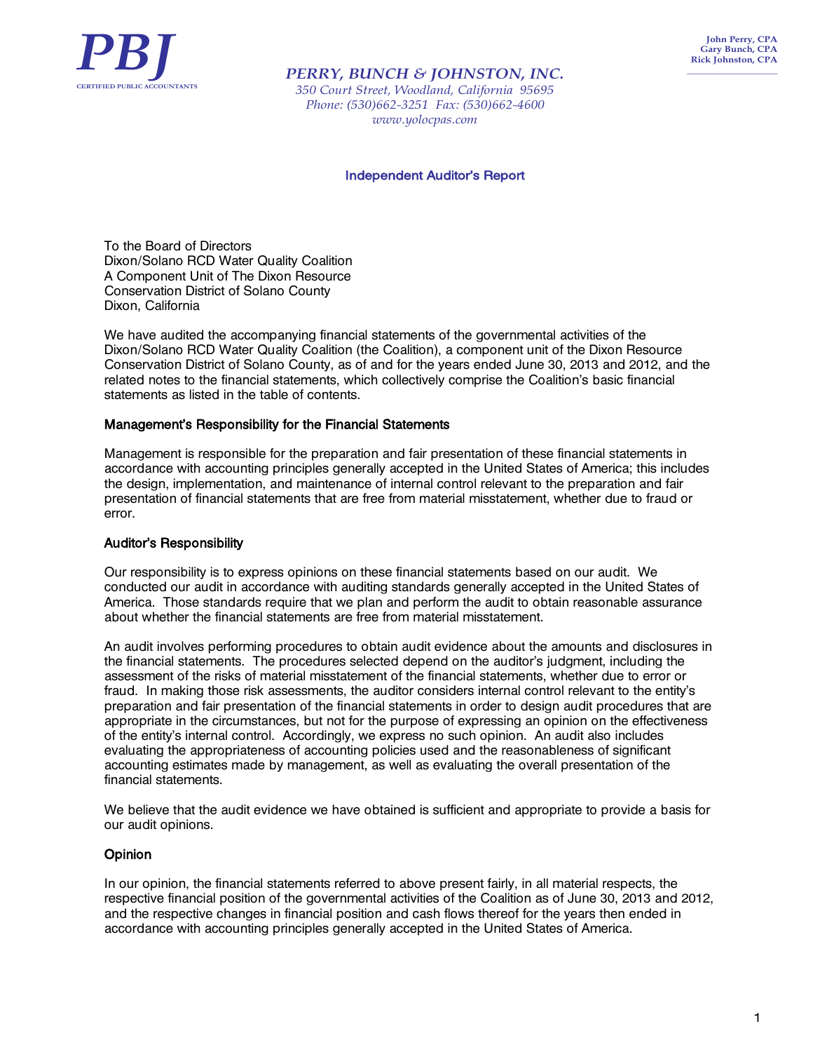**PBJ**
CERTIFIED PUBLIC ACCOUNTANTS

*PERRY, BUNCH & JOHNSTON, INC.*
*350 Court Street, Woodland, California 95695*
*Phone: (530)662-3251 Fax: (530)662-4600*
*www.yolocpas.com*

John Perry, CPA
Gary Bunch, CPA
Rick Johnston, CPA

## Independent Auditor's Report

To the Board of Directors
Dixon/Solano RCD Water Quality Coalition
A Component Unit of The Dixon Resource
Conservation District of Solano County
Dixon, California

We have audited the accompanying financial statements of the governmental activities of the Dixon/Solano RCD Water Quality Coalition (the Coalition), a component unit of the Dixon Resource Conservation District of Solano County, as of and for the years ended June 30, 2013 and 2012, and the related notes to the financial statements, which collectively comprise the Coalition's basic financial statements as listed in the table of contents.

### Management's Responsibility for the Financial Statements

Management is responsible for the preparation and fair presentation of these financial statements in accordance with accounting principles generally accepted in the United States of America; this includes the design, implementation, and maintenance of internal control relevant to the preparation and fair presentation of financial statements that are free from material misstatement, whether due to fraud or error.

### Auditor's Responsibility

Our responsibility is to express opinions on these financial statements based on our audit. We conducted our audit in accordance with auditing standards generally accepted in the United States of America. Those standards require that we plan and perform the audit to obtain reasonable assurance about whether the financial statements are free from material misstatement.

An audit involves performing procedures to obtain audit evidence about the amounts and disclosures in the financial statements. The procedures selected depend on the auditor's judgment, including the assessment of the risks of material misstatement of the financial statements, whether due to error or fraud. In making those risk assessments, the auditor considers internal control relevant to the entity's preparation and fair presentation of the financial statements in order to design audit procedures that are appropriate in the circumstances, but not for the purpose of expressing an opinion on the effectiveness of the entity's internal control. Accordingly, we express no such opinion. An audit also includes evaluating the appropriateness of accounting policies used and the reasonableness of significant accounting estimates made by management, as well as evaluating the overall presentation of the financial statements.

We believe that the audit evidence we have obtained is sufficient and appropriate to provide a basis for our audit opinions.

### Opinion

In our opinion, the financial statements referred to above present fairly, in all material respects, the respective financial position of the governmental activities of the Coalition as of June 30, 2013 and 2012, and the respective changes in financial position and cash flows thereof for the years then ended in accordance with accounting principles generally accepted in the United States of America.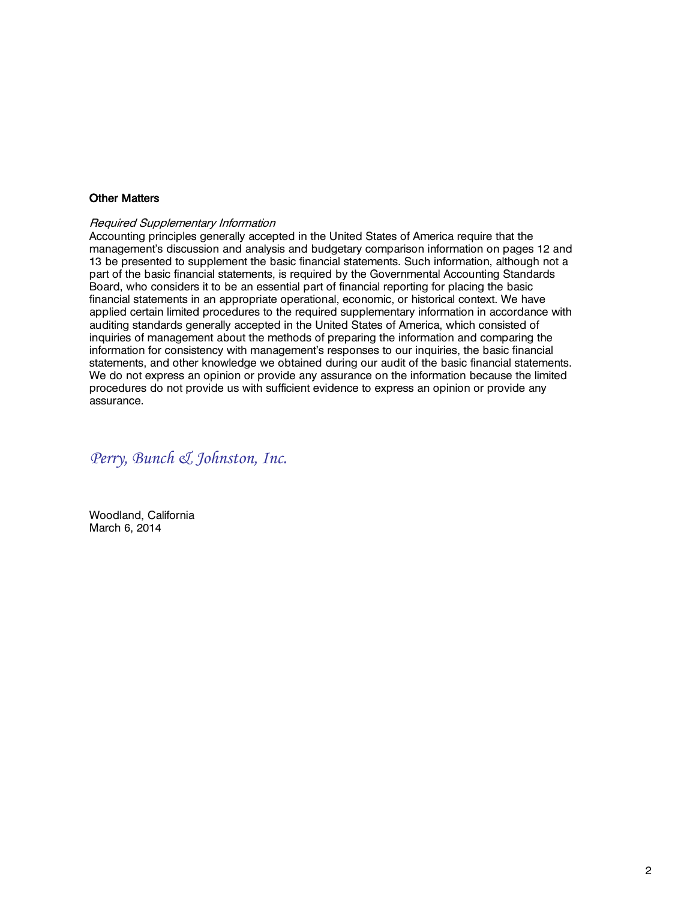## Other Matters

*Required Supplementary Information*

Accounting principles generally accepted in the United States of America require that the management's discussion and analysis and budgetary comparison information on pages 12 and 13 be presented to supplement the basic financial statements. Such information, although not a part of the basic financial statements, is required by the Governmental Accounting Standards Board, who considers it to be an essential part of financial reporting for placing the basic financial statements in an appropriate operational, economic, or historical context. We have applied certain limited procedures to the required supplementary information in accordance with auditing standards generally accepted in the United States of America, which consisted of inquiries of management about the methods of preparing the information and comparing the information for consistency with management's responses to our inquiries, the basic financial statements, and other knowledge we obtained during our audit of the basic financial statements. We do not express an opinion or provide any assurance on the information because the limited procedures do not provide us with sufficient evidence to express an opinion or provide any assurance.

*Perry, Bunch & Johnston, Inc.*

Woodland, California
March 6, 2014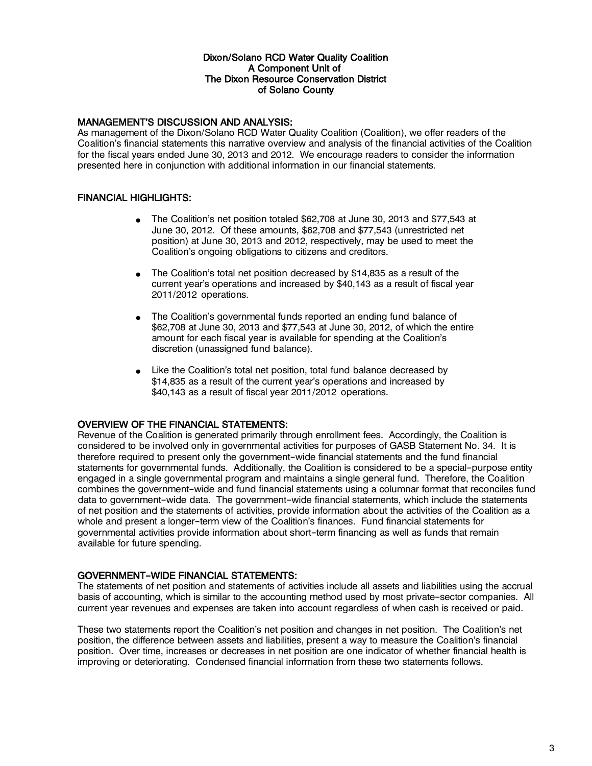# Dixon/Solano RCD Water Quality Coalition
# A Component Unit of
# The Dixon Resource Conservation District
# of Solano County

## MANAGEMENT'S DISCUSSION AND ANALYSIS:

As management of the Dixon/Solano RCD Water Quality Coalition (Coalition), we offer readers of the Coalition's financial statements this narrative overview and analysis of the financial activities of the Coalition for the fiscal years ended June 30, 2013 and 2012. We encourage readers to consider the information presented here in conjunction with additional information in our financial statements.

## FINANCIAL HIGHLIGHTS:

- The Coalition's net position totaled $62,708 at June 30, 2013 and $77,543 at June 30, 2012. Of these amounts, $62,708 and $77,543 (unrestricted net position) at June 30, 2013 and 2012, respectively, may be used to meet the Coalition's ongoing obligations to citizens and creditors.
- The Coalition's total net position decreased by $14,835 as a result of the current year's operations and increased by $40,143 as a result of fiscal year 2011/2012 operations.
- The Coalition's governmental funds reported an ending fund balance of $62,708 at June 30, 2013 and $77,543 at June 30, 2012, of which the entire amount for each fiscal year is available for spending at the Coalition's discretion (unassigned fund balance).
- Like the Coalition's total net position, total fund balance decreased by $14,835 as a result of the current year's operations and increased by $40,143 as a result of fiscal year 2011/2012 operations.

## OVERVIEW OF THE FINANCIAL STATEMENTS:

Revenue of the Coalition is generated primarily through enrollment fees. Accordingly, the Coalition is considered to be involved only in governmental activities for purposes of GASB Statement No. 34. It is therefore required to present only the government-wide financial statements and the fund financial statements for governmental funds. Additionally, the Coalition is considered to be a special-purpose entity engaged in a single governmental program and maintains a single general fund. Therefore, the Coalition combines the government-wide and fund financial statements using a columnar format that reconciles fund data to government-wide data. The government-wide financial statements, which include the statements of net position and the statements of activities, provide information about the activities of the Coalition as a whole and present a longer-term view of the Coalition's finances. Fund financial statements for governmental activities provide information about short-term financing as well as funds that remain available for future spending.

## GOVERNMENT-WIDE FINANCIAL STATEMENTS:

The statements of net position and statements of activities include all assets and liabilities using the accrual basis of accounting, which is similar to the accounting method used by most private-sector companies. All current year revenues and expenses are taken into account regardless of when cash is received or paid.

These two statements report the Coalition's net position and changes in net position. The Coalition's net position, the difference between assets and liabilities, present a way to measure the Coalition's financial position. Over time, increases or decreases in net position are one indicator of whether financial health is improving or deteriorating. Condensed financial information from these two statements follows.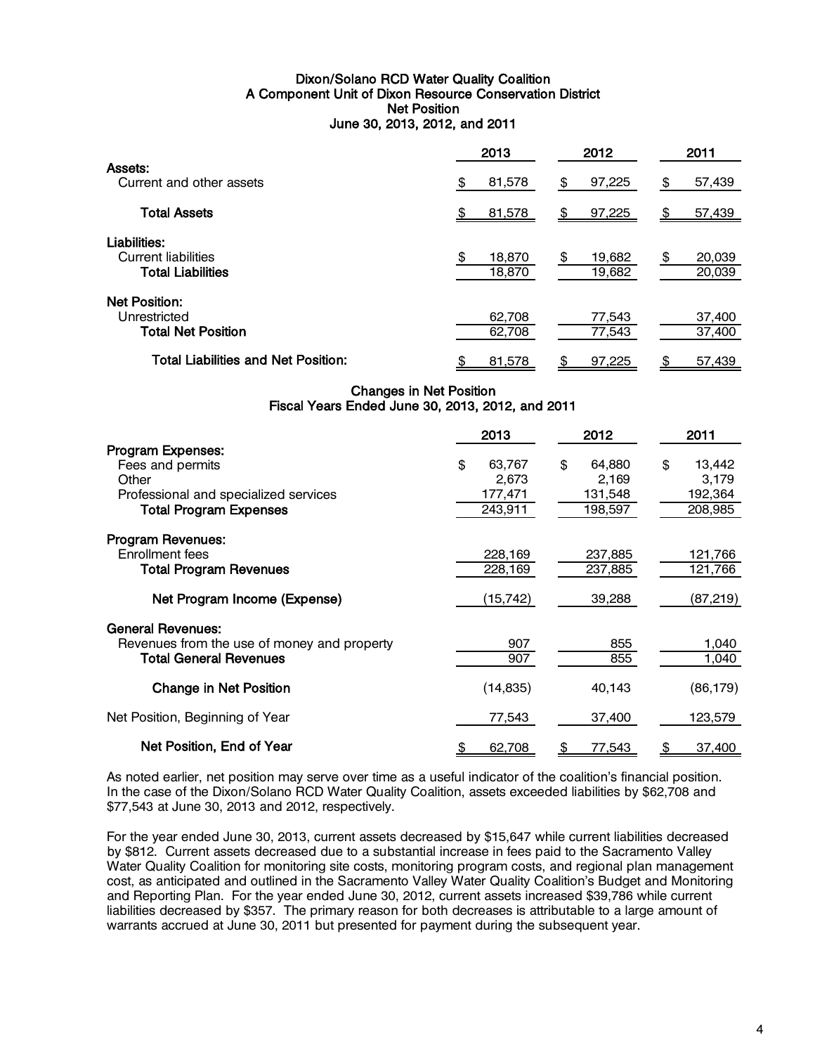**Dixon/Solano RCD Water Quality Coalition**
**A Component Unit of Dixon Resource Conservation District**
**Net Position**
**June 30, 2013, 2012, and 2011**

| | 2013 | 2012 | 2011 |
|---|---|---|---|
| **Assets:** | | | |
| Current and other assets | $ 81,578 | $ 97,225 | $ 57,439 |
| **Total Assets** | $ 81,578 | $ 97,225 | $ 57,439 |
| **Liabilities:** | | | |
| Current liabilities | $ 18,870 | $ 19,682 | $ 20,039 |
| **Total Liabilities** | 18,870 | 19,682 | 20,039 |
| **Net Position:** | | | |
| Unrestricted | 62,708 | 77,543 | 37,400 |
| **Total Net Position** | 62,708 | 77,543 | 37,400 |
| **Total Liabilities and Net Position:** | $ 81,578 | $ 97,225 | $ 57,439 |

**Changes in Net Position**
**Fiscal Years Ended June 30, 2013, 2012, and 2011**

| | 2013 | 2012 | 2011 |
|---|---|---|---|
| **Program Expenses:** | | | |
| Fees and permits | $ 63,767 | $ 64,880 | $ 13,442 |
| Other | 2,673 | 2,169 | 3,179 |
| Professional and specialized services | 177,471 | 131,548 | 192,364 |
| **Total Program Expenses** | 243,911 | 198,597 | 208,985 |
| **Program Revenues:** | | | |
| Enrollment fees | 228,169 | 237,885 | 121,766 |
| **Total Program Revenues** | 228,169 | 237,885 | 121,766 |
| **Net Program Income (Expense)** | (15,742) | 39,288 | (87,219) |
| **General Revenues:** | | | |
| Revenues from the use of money and property | 907 | 855 | 1,040 |
| **Total General Revenues** | 907 | 855 | 1,040 |
| **Change in Net Position** | (14,835) | 40,143 | (86,179) |
| Net Position, Beginning of Year | 77,543 | 37,400 | 123,579 |
| **Net Position, End of Year** | $ 62,708 | $ 77,543 | $ 37,400 |

As noted earlier, net position may serve over time as a useful indicator of the coalition's financial position. In the case of the Dixon/Solano RCD Water Quality Coalition, assets exceeded liabilities by $62,708 and $77,543 at June 30, 2013 and 2012, respectively.

For the year ended June 30, 2013, current assets decreased by $15,647 while current liabilities decreased by $812. Current assets decreased due to a substantial increase in fees paid to the Sacramento Valley Water Quality Coalition for monitoring site costs, monitoring program costs, and regional plan management cost, as anticipated and outlined in the Sacramento Valley Water Quality Coalition's Budget and Monitoring and Reporting Plan. For the year ended June 30, 2012, current assets increased $39,786 while current liabilities decreased by $357. The primary reason for both decreases is attributable to a large amount of warrants accrued at June 30, 2011 but presented for payment during the subsequent year.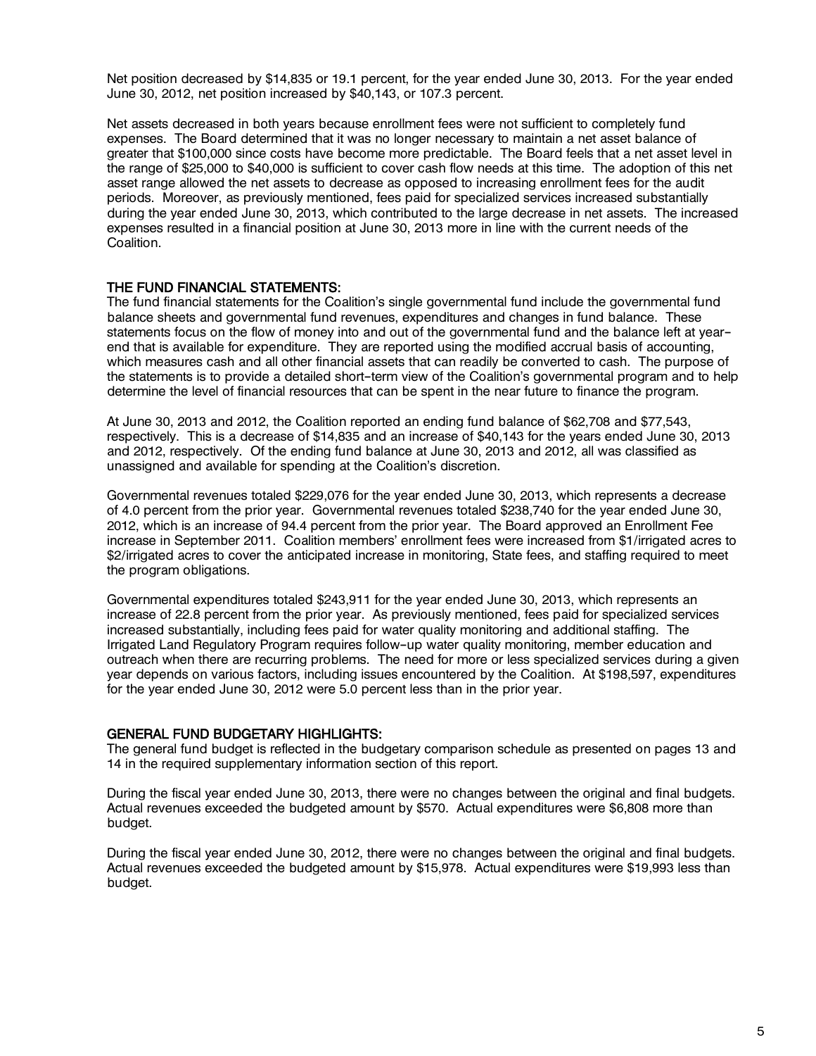Net position decreased by $14,835 or 19.1 percent, for the year ended June 30, 2013. For the year ended June 30, 2012, net position increased by $40,143, or 107.3 percent.

Net assets decreased in both years because enrollment fees were not sufficient to completely fund expenses. The Board determined that it was no longer necessary to maintain a net asset balance of greater that $100,000 since costs have become more predictable. The Board feels that a net asset level in the range of $25,000 to $40,000 is sufficient to cover cash flow needs at this time. The adoption of this net asset range allowed the net assets to decrease as opposed to increasing enrollment fees for the audit periods. Moreover, as previously mentioned, fees paid for specialized services increased substantially during the year ended June 30, 2013, which contributed to the large decrease in net assets. The increased expenses resulted in a financial position at June 30, 2013 more in line with the current needs of the Coalition.

## THE FUND FINANCIAL STATEMENTS:

The fund financial statements for the Coalition's single governmental fund include the governmental fund balance sheets and governmental fund revenues, expenditures and changes in fund balance. These statements focus on the flow of money into and out of the governmental fund and the balance left at year-end that is available for expenditure. They are reported using the modified accrual basis of accounting, which measures cash and all other financial assets that can readily be converted to cash. The purpose of the statements is to provide a detailed short-term view of the Coalition's governmental program and to help determine the level of financial resources that can be spent in the near future to finance the program.

At June 30, 2013 and 2012, the Coalition reported an ending fund balance of $62,708 and $77,543, respectively. This is a decrease of $14,835 and an increase of $40,143 for the years ended June 30, 2013 and 2012, respectively. Of the ending fund balance at June 30, 2013 and 2012, all was classified as unassigned and available for spending at the Coalition's discretion.

Governmental revenues totaled $229,076 for the year ended June 30, 2013, which represents a decrease of 4.0 percent from the prior year. Governmental revenues totaled $238,740 for the year ended June 30, 2012, which is an increase of 94.4 percent from the prior year. The Board approved an Enrollment Fee increase in September 2011. Coalition members' enrollment fees were increased from $1/irrigated acres to $2/irrigated acres to cover the anticipated increase in monitoring, State fees, and staffing required to meet the program obligations.

Governmental expenditures totaled $243,911 for the year ended June 30, 2013, which represents an increase of 22.8 percent from the prior year. As previously mentioned, fees paid for specialized services increased substantially, including fees paid for water quality monitoring and additional staffing. The Irrigated Land Regulatory Program requires follow-up water quality monitoring, member education and outreach when there are recurring problems. The need for more or less specialized services during a given year depends on various factors, including issues encountered by the Coalition. At $198,597, expenditures for the year ended June 30, 2012 were 5.0 percent less than in the prior year.

## GENERAL FUND BUDGETARY HIGHLIGHTS:

The general fund budget is reflected in the budgetary comparison schedule as presented on pages 13 and 14 in the required supplementary information section of this report.

During the fiscal year ended June 30, 2013, there were no changes between the original and final budgets. Actual revenues exceeded the budgeted amount by $570. Actual expenditures were $6,808 more than budget.

During the fiscal year ended June 30, 2012, there were no changes between the original and final budgets. Actual revenues exceeded the budgeted amount by $15,978. Actual expenditures were $19,993 less than budget.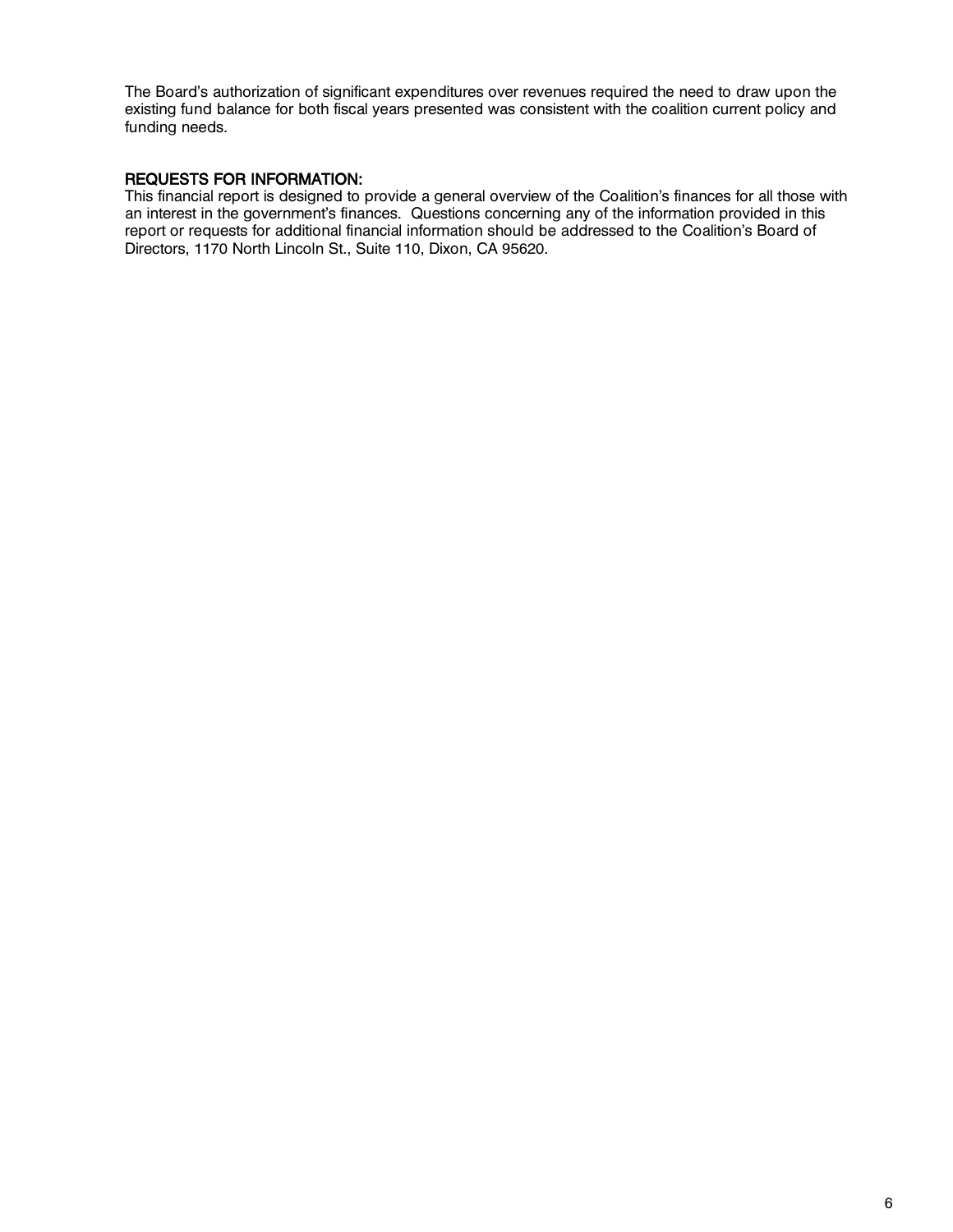The Board's authorization of significant expenditures over revenues required the need to draw upon the existing fund balance for both fiscal years presented was consistent with the coalition current policy and funding needs.

## REQUESTS FOR INFORMATION:

This financial report is designed to provide a general overview of the Coalition's finances for all those with an interest in the government's finances. Questions concerning any of the information provided in this report or requests for additional financial information should be addressed to the Coalition's Board of Directors, 1170 North Lincoln St., Suite 110, Dixon, CA 95620.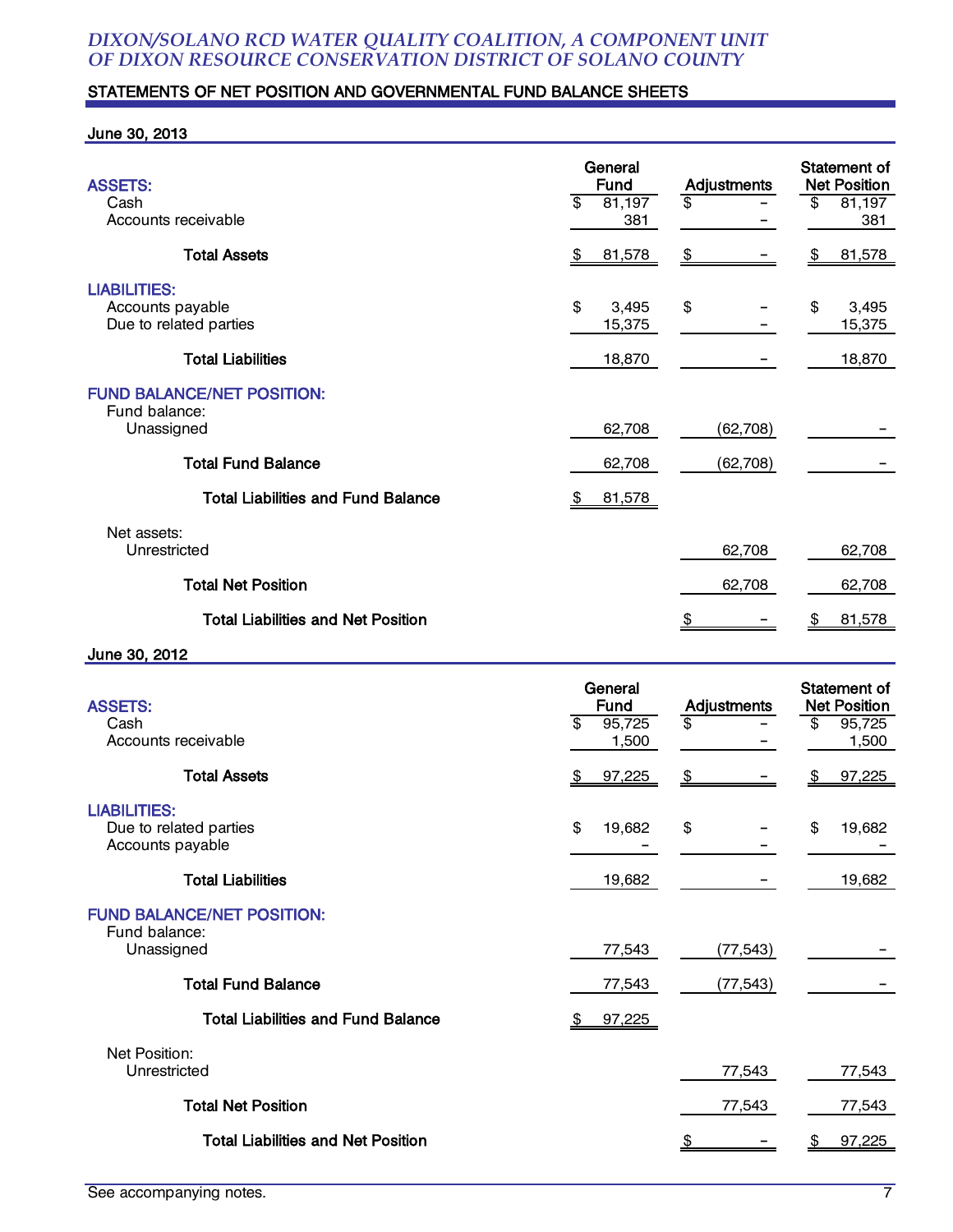# DIXON/SOLANO RCD WATER QUALITY COALITION, A COMPONENT UNIT OF DIXON RESOURCE CONSERVATION DISTRICT OF SOLANO COUNTY

## STATEMENTS OF NET POSITION AND GOVERNMENTAL FUND BALANCE SHEETS

### June 30, 2013

| | General Fund | Adjustments | Statement of Net Position |
|---|---|---|---|
| **ASSETS:** | | | |
| Cash | $ 81,197 | $ – | $ 81,197 |
| Accounts receivable | 381 | – | 381 |
| **Total Assets** | $ 81,578 | $ – | $ 81,578 |
| **LIABILITIES:** | | | |
| Accounts payable | $ 3,495 | $ – | $ 3,495 |
| Due to related parties | 15,375 | – | 15,375 |
| **Total Liabilities** | 18,870 | – | 18,870 |
| **FUND BALANCE/NET POSITION:** | | | |
| Fund balance: | | | |
| Unassigned | 62,708 | (62,708) | – |
| **Total Fund Balance** | 62,708 | (62,708) | – |
| **Total Liabilities and Fund Balance** | $ 81,578 | | |
| Net assets: | | | |
| Unrestricted | | 62,708 | 62,708 |
| **Total Net Position** | | 62,708 | 62,708 |
| **Total Liabilities and Net Position** | | $ – | $ 81,578 |

### June 30, 2012

| | General Fund | Adjustments | Statement of Net Position |
|---|---|---|---|
| **ASSETS:** | | | |
| Cash | $ 95,725 | $ – | $ 95,725 |
| Accounts receivable | 1,500 | – | 1,500 |
| **Total Assets** | $ 97,225 | $ – | $ 97,225 |
| **LIABILITIES:** | | | |
| Due to related parties | $ 19,682 | $ – | $ 19,682 |
| Accounts payable | – | – | – |
| **Total Liabilities** | 19,682 | – | 19,682 |
| **FUND BALANCE/NET POSITION:** | | | |
| Fund balance: | | | |
| Unassigned | 77,543 | (77,543) | – |
| **Total Fund Balance** | 77,543 | (77,543) | – |
| **Total Liabilities and Fund Balance** | $ 97,225 | | |
| Net Position: | | | |
| Unrestricted | | 77,543 | 77,543 |
| **Total Net Position** | | 77,543 | 77,543 |
| **Total Liabilities and Net Position** | | $ – | $ 97,225 |

See accompanying notes.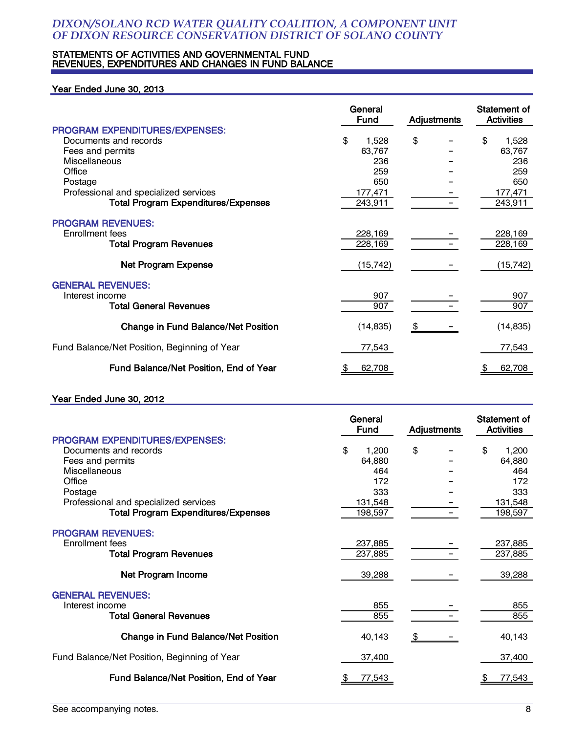# DIXON/SOLANO RCD WATER QUALITY COALITION, A COMPONENT UNIT OF DIXON RESOURCE CONSERVATION DISTRICT OF SOLANO COUNTY

## STATEMENTS OF ACTIVITIES AND GOVERNMENTAL FUND REVENUES, EXPENDITURES AND CHANGES IN FUND BALANCE

### Year Ended June 30, 2013

| | General Fund | Adjustments | Statement of Activities |
|---|---|---|---|
| **PROGRAM EXPENDITURES/EXPENSES:** | | | |
| Documents and records | $ 1,528 | $ - | $ 1,528 |
| Fees and permits | 63,767 | - | 63,767 |
| Miscellaneous | 236 | - | 236 |
| Office | 259 | - | 259 |
| Postage | 650 | - | 650 |
| Professional and specialized services | 177,471 | - | 177,471 |
| **Total Program Expenditures/Expenses** | 243,911 | - | 243,911 |
| **PROGRAM REVENUES:** | | | |
| Enrollment fees | 228,169 | - | 228,169 |
| **Total Program Revenues** | 228,169 | - | 228,169 |
| **Net Program Expense** | (15,742) | - | (15,742) |
| **GENERAL REVENUES:** | | | |
| Interest income | 907 | - | 907 |
| **Total General Revenues** | 907 | - | 907 |
| **Change in Fund Balance/Net Position** | (14,835) | $ - | (14,835) |
| Fund Balance/Net Position, Beginning of Year | 77,543 | | 77,543 |
| **Fund Balance/Net Position, End of Year** | $ 62,708 | | $ 62,708 |

### Year Ended June 30, 2012

| | General Fund | Adjustments | Statement of Activities |
|---|---|---|---|
| **PROGRAM EXPENDITURES/EXPENSES:** | | | |
| Documents and records | $ 1,200 | $ - | $ 1,200 |
| Fees and permits | 64,880 | - | 64,880 |
| Miscellaneous | 464 | - | 464 |
| Office | 172 | - | 172 |
| Postage | 333 | - | 333 |
| Professional and specialized services | 131,548 | - | 131,548 |
| **Total Program Expenditures/Expenses** | 198,597 | - | 198,597 |
| **PROGRAM REVENUES:** | | | |
| Enrollment fees | 237,885 | - | 237,885 |
| **Total Program Revenues** | 237,885 | - | 237,885 |
| **Net Program Income** | 39,288 | - | 39,288 |
| **GENERAL REVENUES:** | | | |
| Interest income | 855 | - | 855 |
| **Total General Revenues** | 855 | - | 855 |
| **Change in Fund Balance/Net Position** | 40,143 | $ - | 40,143 |
| Fund Balance/Net Position, Beginning of Year | 37,400 | | 37,400 |
| **Fund Balance/Net Position, End of Year** | $ 77,543 | | $ 77,543 |

See accompanying notes.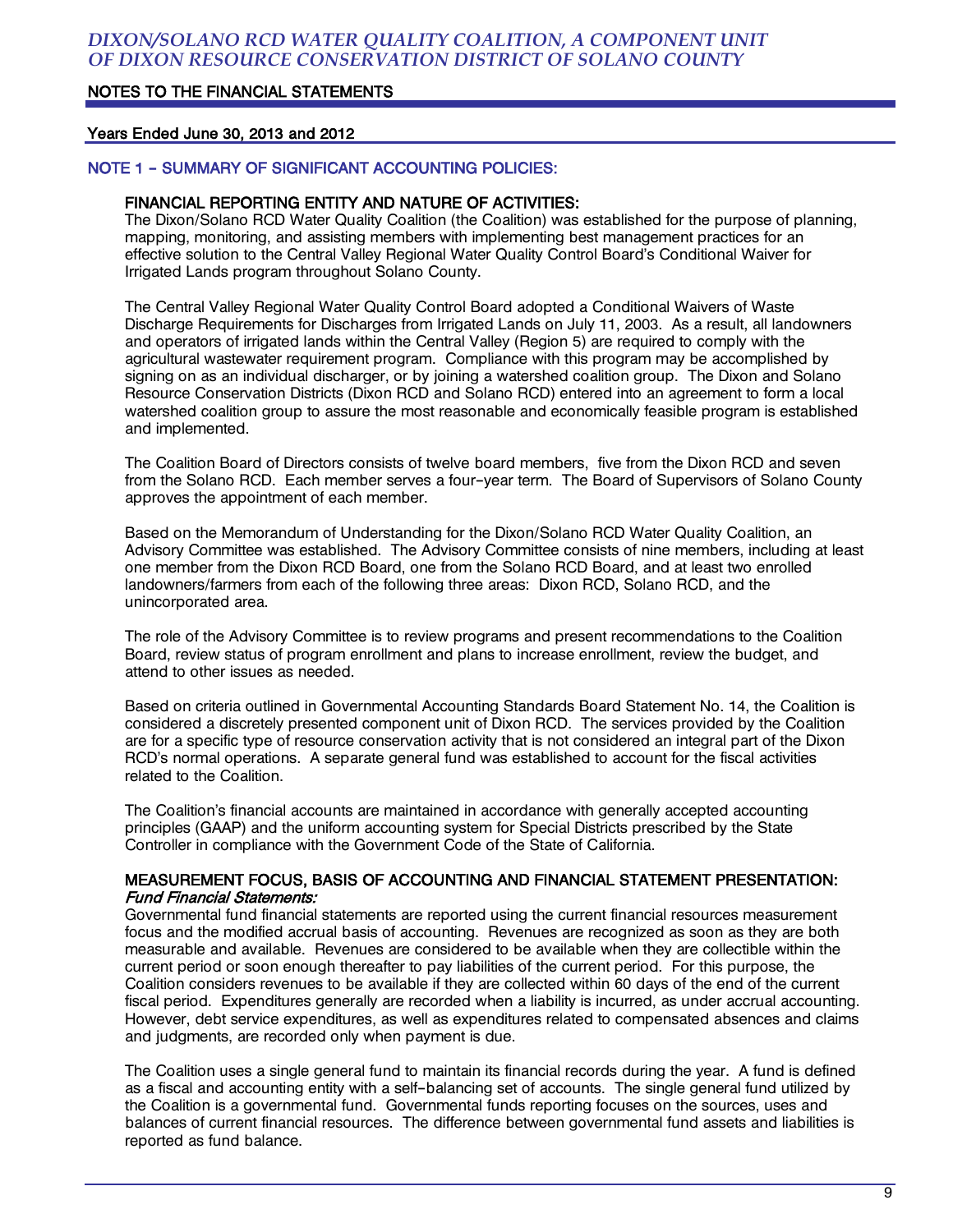# DIXON/SOLANO RCD WATER QUALITY COALITION, A COMPONENT UNIT OF DIXON RESOURCE CONSERVATION DISTRICT OF SOLANO COUNTY

## NOTES TO THE FINANCIAL STATEMENTS

### Years Ended June 30, 2013 and 2012

## NOTE 1 – SUMMARY OF SIGNIFICANT ACCOUNTING POLICIES:

### FINANCIAL REPORTING ENTITY AND NATURE OF ACTIVITIES:

The Dixon/Solano RCD Water Quality Coalition (the Coalition) was established for the purpose of planning, mapping, monitoring, and assisting members with implementing best management practices for an effective solution to the Central Valley Regional Water Quality Control Board's Conditional Waiver for Irrigated Lands program throughout Solano County.

The Central Valley Regional Water Quality Control Board adopted a Conditional Waivers of Waste Discharge Requirements for Discharges from Irrigated Lands on July 11, 2003. As a result, all landowners and operators of irrigated lands within the Central Valley (Region 5) are required to comply with the agricultural wastewater requirement program. Compliance with this program may be accomplished by signing on as an individual discharger, or by joining a watershed coalition group. The Dixon and Solano Resource Conservation Districts (Dixon RCD and Solano RCD) entered into an agreement to form a local watershed coalition group to assure the most reasonable and economically feasible program is established and implemented.

The Coalition Board of Directors consists of twelve board members, five from the Dixon RCD and seven from the Solano RCD. Each member serves a four-year term. The Board of Supervisors of Solano County approves the appointment of each member.

Based on the Memorandum of Understanding for the Dixon/Solano RCD Water Quality Coalition, an Advisory Committee was established. The Advisory Committee consists of nine members, including at least one member from the Dixon RCD Board, one from the Solano RCD Board, and at least two enrolled landowners/farmers from each of the following three areas: Dixon RCD, Solano RCD, and the unincorporated area.

The role of the Advisory Committee is to review programs and present recommendations to the Coalition Board, review status of program enrollment and plans to increase enrollment, review the budget, and attend to other issues as needed.

Based on criteria outlined in Governmental Accounting Standards Board Statement No. 14, the Coalition is considered a discretely presented component unit of Dixon RCD. The services provided by the Coalition are for a specific type of resource conservation activity that is not considered an integral part of the Dixon RCD's normal operations. A separate general fund was established to account for the fiscal activities related to the Coalition.

The Coalition's financial accounts are maintained in accordance with generally accepted accounting principles (GAAP) and the uniform accounting system for Special Districts prescribed by the State Controller in compliance with the Government Code of the State of California.

### MEASUREMENT FOCUS, BASIS OF ACCOUNTING AND FINANCIAL STATEMENT PRESENTATION:

*Fund Financial Statements:*

Governmental fund financial statements are reported using the current financial resources measurement focus and the modified accrual basis of accounting. Revenues are recognized as soon as they are both measurable and available. Revenues are considered to be available when they are collectible within the current period or soon enough thereafter to pay liabilities of the current period. For this purpose, the Coalition considers revenues to be available if they are collected within 60 days of the end of the current fiscal period. Expenditures generally are recorded when a liability is incurred, as under accrual accounting. However, debt service expenditures, as well as expenditures related to compensated absences and claims and judgments, are recorded only when payment is due.

The Coalition uses a single general fund to maintain its financial records during the year. A fund is defined as a fiscal and accounting entity with a self-balancing set of accounts. The single general fund utilized by the Coalition is a governmental fund. Governmental funds reporting focuses on the sources, uses and balances of current financial resources. The difference between governmental fund assets and liabilities is reported as fund balance.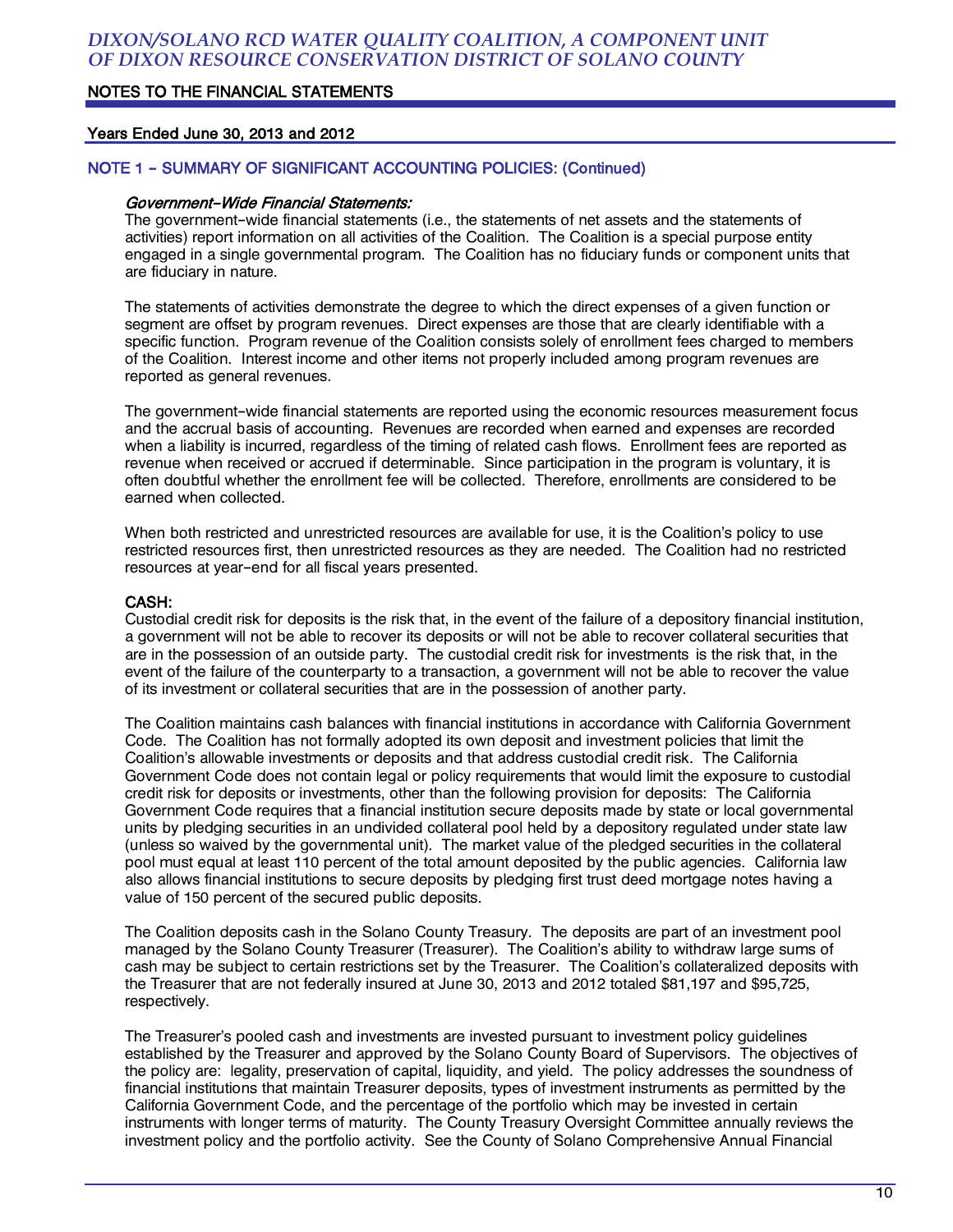## NOTE 1 – SUMMARY OF SIGNIFICANT ACCOUNTING POLICIES: (Continued)

*Government-Wide Financial Statements:*
The government-wide financial statements (i.e., the statements of net assets and the statements of activities) report information on all activities of the Coalition. The Coalition is a special purpose entity engaged in a single governmental program. The Coalition has no fiduciary funds or component units that are fiduciary in nature.

The statements of activities demonstrate the degree to which the direct expenses of a given function or segment are offset by program revenues. Direct expenses are those that are clearly identifiable with a specific function. Program revenue of the Coalition consists solely of enrollment fees charged to members of the Coalition. Interest income and other items not properly included among program revenues are reported as general revenues.

The government-wide financial statements are reported using the economic resources measurement focus and the accrual basis of accounting. Revenues are recorded when earned and expenses are recorded when a liability is incurred, regardless of the timing of related cash flows. Enrollment fees are reported as revenue when received or accrued if determinable. Since participation in the program is voluntary, it is often doubtful whether the enrollment fee will be collected. Therefore, enrollments are considered to be earned when collected.

When both restricted and unrestricted resources are available for use, it is the Coalition's policy to use restricted resources first, then unrestricted resources as they are needed. The Coalition had no restricted resources at year-end for all fiscal years presented.

**CASH:**
Custodial credit risk for deposits is the risk that, in the event of the failure of a depository financial institution, a government will not be able to recover its deposits or will not be able to recover collateral securities that are in the possession of an outside party. The custodial credit risk for investments is the risk that, in the event of the failure of the counterparty to a transaction, a government will not be able to recover the value of its investment or collateral securities that are in the possession of another party.

The Coalition maintains cash balances with financial institutions in accordance with California Government Code. The Coalition has not formally adopted its own deposit and investment policies that limit the Coalition's allowable investments or deposits and that address custodial credit risk. The California Government Code does not contain legal or policy requirements that would limit the exposure to custodial credit risk for deposits or investments, other than the following provision for deposits: The California Government Code requires that a financial institution secure deposits made by state or local governmental units by pledging securities in an undivided collateral pool held by a depository regulated under state law (unless so waived by the governmental unit). The market value of the pledged securities in the collateral pool must equal at least 110 percent of the total amount deposited by the public agencies. California law also allows financial institutions to secure deposits by pledging first trust deed mortgage notes having a value of 150 percent of the secured public deposits.

The Coalition deposits cash in the Solano County Treasury. The deposits are part of an investment pool managed by the Solano County Treasurer (Treasurer). The Coalition's ability to withdraw large sums of cash may be subject to certain restrictions set by the Treasurer. The Coalition's collateralized deposits with the Treasurer that are not federally insured at June 30, 2013 and 2012 totaled $81,197 and $95,725, respectively.

The Treasurer's pooled cash and investments are invested pursuant to investment policy guidelines established by the Treasurer and approved by the Solano County Board of Supervisors. The objectives of the policy are: legality, preservation of capital, liquidity, and yield. The policy addresses the soundness of financial institutions that maintain Treasurer deposits, types of investment instruments as permitted by the California Government Code, and the percentage of the portfolio which may be invested in certain instruments with longer terms of maturity. The County Treasury Oversight Committee annually reviews the investment policy and the portfolio activity. See the County of Solano Comprehensive Annual Financial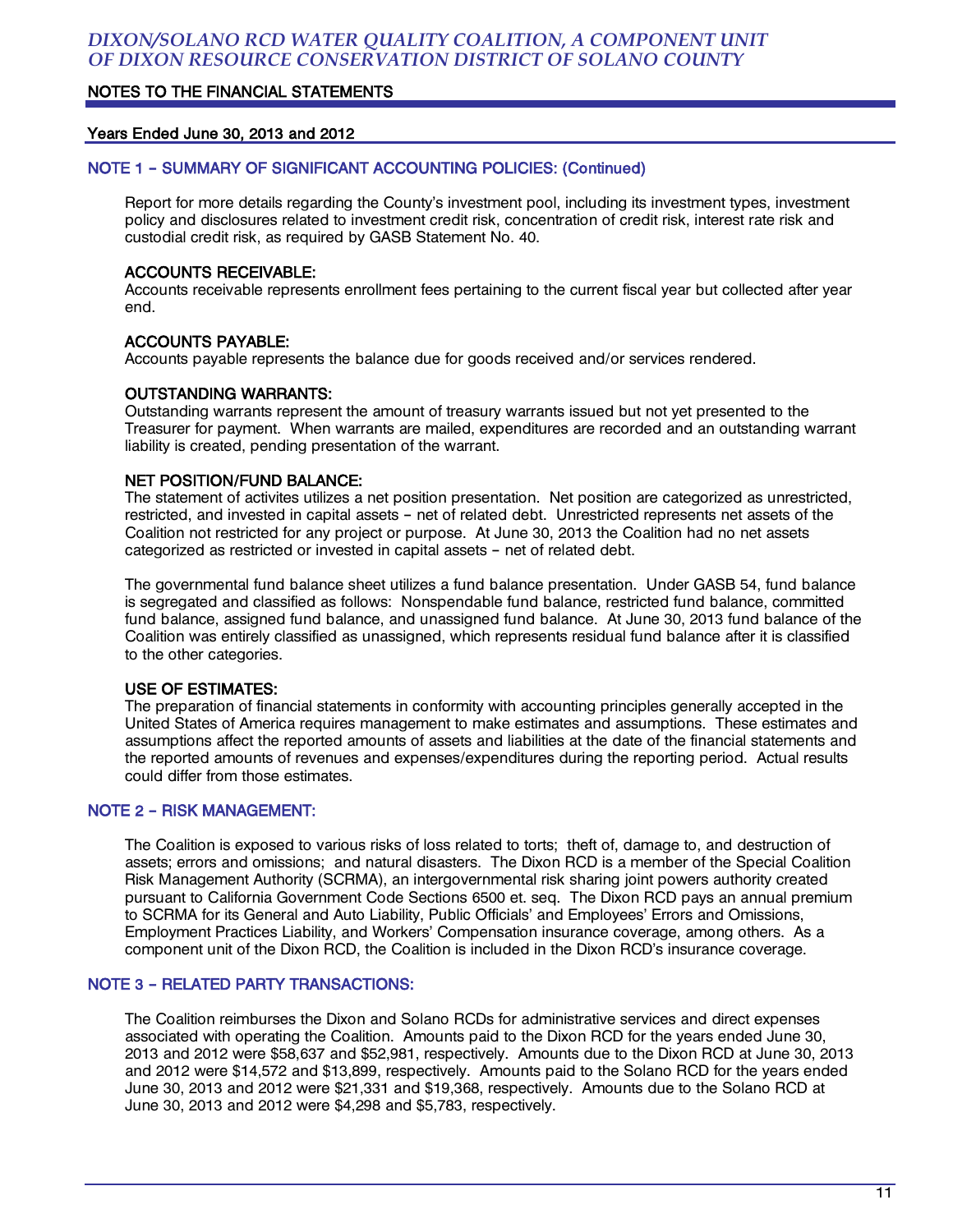## NOTES TO THE FINANCIAL STATEMENTS

### Years Ended June 30, 2013 and 2012

## NOTE 1 – SUMMARY OF SIGNIFICANT ACCOUNTING POLICIES: (Continued)

Report for more details regarding the County's investment pool, including its investment types, investment policy and disclosures related to investment credit risk, concentration of credit risk, interest rate risk and custodial credit risk, as required by GASB Statement No. 40.

**ACCOUNTS RECEIVABLE:**
Accounts receivable represents enrollment fees pertaining to the current fiscal year but collected after year end.

**ACCOUNTS PAYABLE:**
Accounts payable represents the balance due for goods received and/or services rendered.

**OUTSTANDING WARRANTS:**
Outstanding warrants represent the amount of treasury warrants issued but not yet presented to the Treasurer for payment. When warrants are mailed, expenditures are recorded and an outstanding warrant liability is created, pending presentation of the warrant.

**NET POSITION/FUND BALANCE:**
The statement of activites utilizes a net position presentation. Net position are categorized as unrestricted, restricted, and invested in capital assets – net of related debt. Unrestricted represents net assets of the Coalition not restricted for any project or purpose. At June 30, 2013 the Coalition had no net assets categorized as restricted or invested in capital assets – net of related debt.

The governmental fund balance sheet utilizes a fund balance presentation. Under GASB 54, fund balance is segregated and classified as follows: Nonspendable fund balance, restricted fund balance, committed fund balance, assigned fund balance, and unassigned fund balance. At June 30, 2013 fund balance of the Coalition was entirely classified as unassigned, which represents residual fund balance after it is classified to the other categories.

**USE OF ESTIMATES:**
The preparation of financial statements in conformity with accounting principles generally accepted in the United States of America requires management to make estimates and assumptions. These estimates and assumptions affect the reported amounts of assets and liabilities at the date of the financial statements and the reported amounts of revenues and expenses/expenditures during the reporting period. Actual results could differ from those estimates.

## NOTE 2 – RISK MANAGEMENT:

The Coalition is exposed to various risks of loss related to torts; theft of, damage to, and destruction of assets; errors and omissions; and natural disasters. The Dixon RCD is a member of the Special Coalition Risk Management Authority (SCRMA), an intergovernmental risk sharing joint powers authority created pursuant to California Government Code Sections 6500 et. seq. The Dixon RCD pays an annual premium to SCRMA for its General and Auto Liability, Public Officials' and Employees' Errors and Omissions, Employment Practices Liability, and Workers' Compensation insurance coverage, among others. As a component unit of the Dixon RCD, the Coalition is included in the Dixon RCD's insurance coverage.

## NOTE 3 – RELATED PARTY TRANSACTIONS:

The Coalition reimburses the Dixon and Solano RCDs for administrative services and direct expenses associated with operating the Coalition. Amounts paid to the Dixon RCD for the years ended June 30, 2013 and 2012 were \$58,637 and \$52,981, respectively. Amounts due to the Dixon RCD at June 30, 2013 and 2012 were \$14,572 and \$13,899, respectively. Amounts paid to the Solano RCD for the years ended June 30, 2013 and 2012 were \$21,331 and \$19,368, respectively. Amounts due to the Solano RCD at June 30, 2013 and 2012 were \$4,298 and \$5,783, respectively.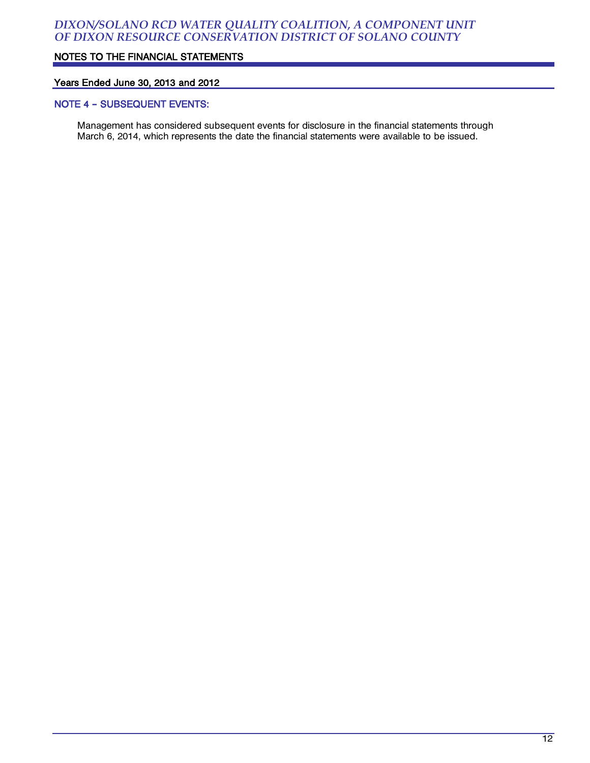## NOTE 4 – SUBSEQUENT EVENTS:

Management has considered subsequent events for disclosure in the financial statements through March 6, 2014, which represents the date the financial statements were available to be issued.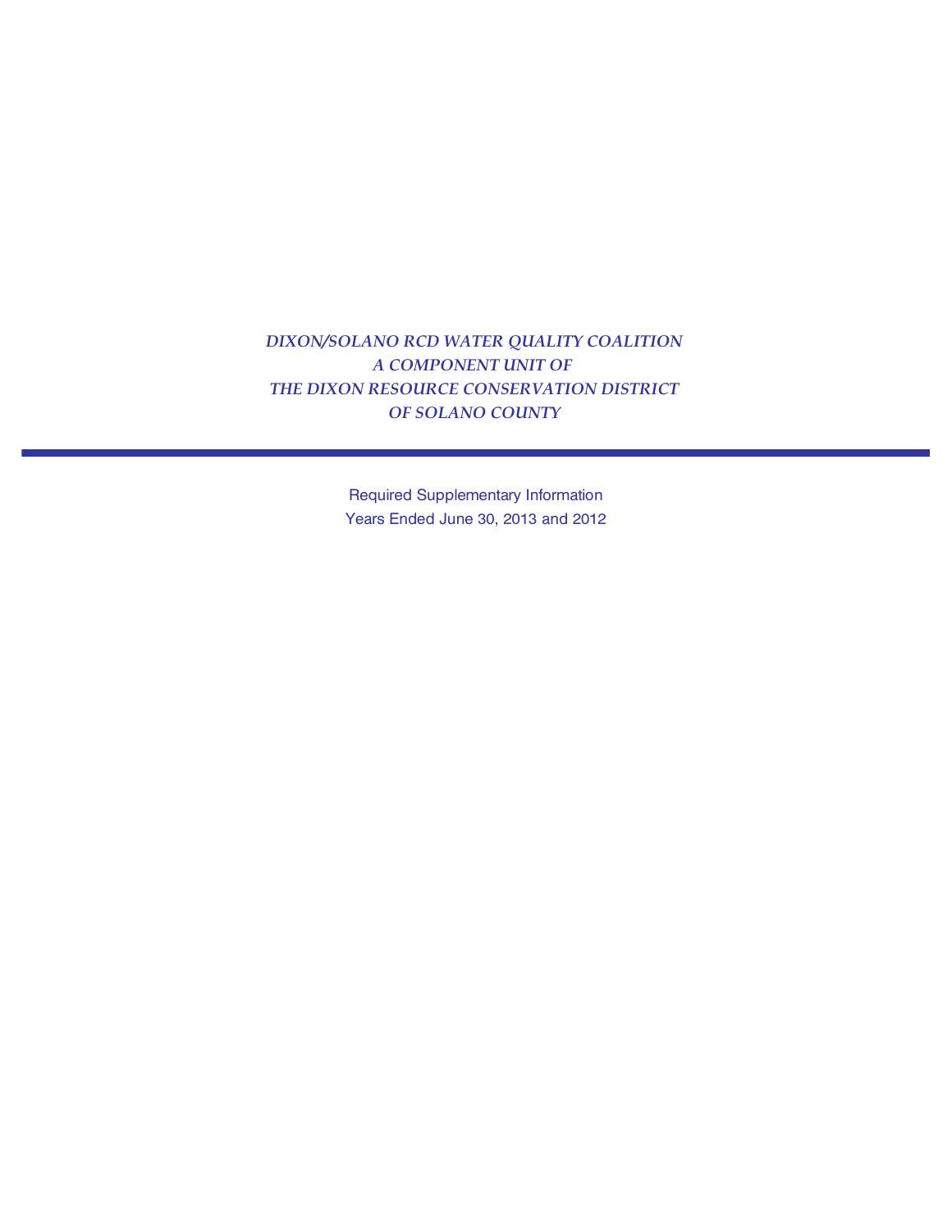# DIXON/SOLANO RCD WATER QUALITY COALITION
# A COMPONENT UNIT OF
# THE DIXON RESOURCE CONSERVATION DISTRICT
# OF SOLANO COUNTY

---

Required Supplementary Information

Years Ended June 30, 2013 and 2012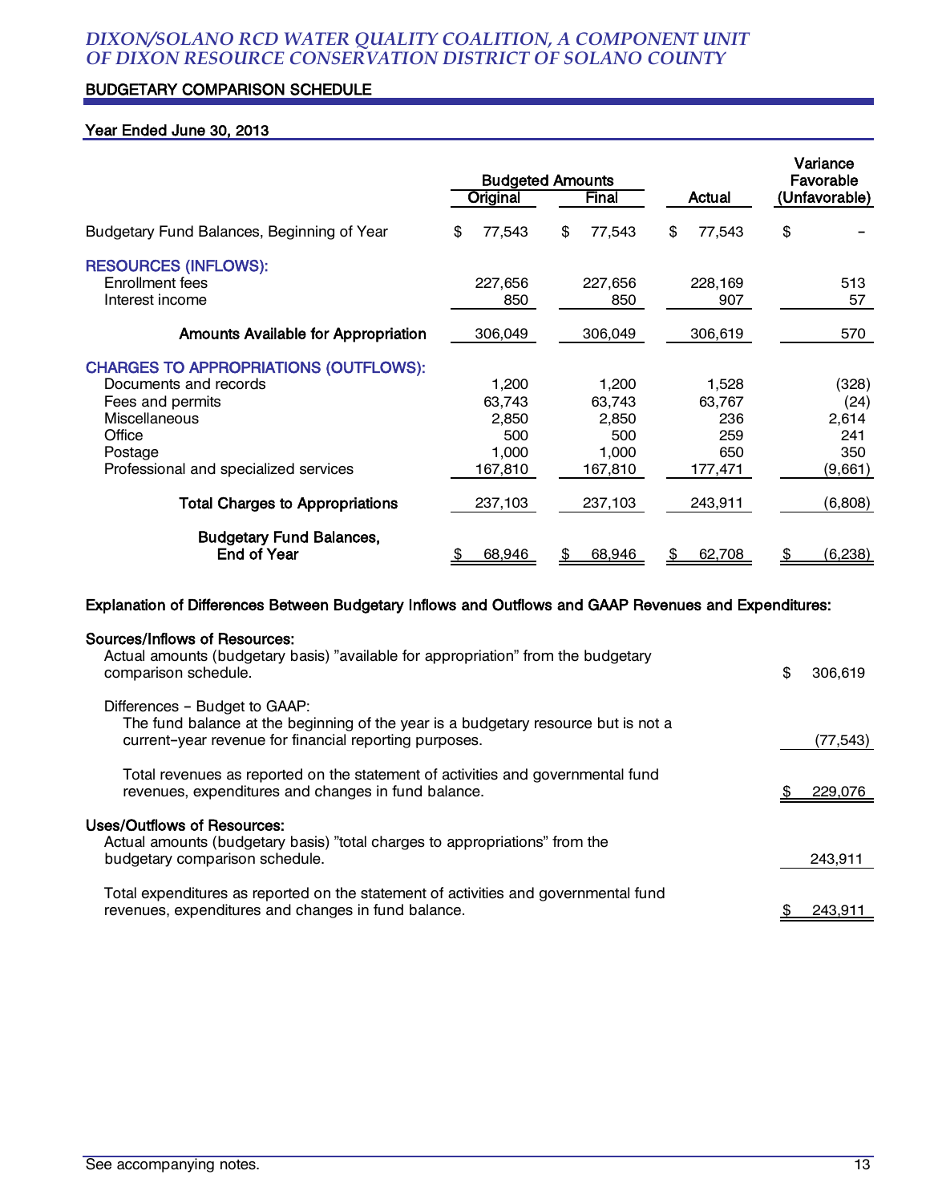# DIXON/SOLANO RCD WATER QUALITY COALITION, A COMPONENT UNIT OF DIXON RESOURCE CONSERVATION DISTRICT OF SOLANO COUNTY

## BUDGETARY COMPARISON SCHEDULE

### Year Ended June 30, 2013

| | Budgeted Amounts | | | Variance Favorable |
|---|---|---|---|---|
| | Original | Final | Actual | (Unfavorable) |
| Budgetary Fund Balances, Beginning of Year | $ 77,543 | $ 77,543 | $ 77,543 | $ - |
| **RESOURCES (INFLOWS):** | | | | |
| Enrollment fees | 227,656 | 227,656 | 228,169 | 513 |
| Interest income | 850 | 850 | 907 | 57 |
| **Amounts Available for Appropriation** | 306,049 | 306,049 | 306,619 | 570 |
| **CHARGES TO APPROPRIATIONS (OUTFLOWS):** | | | | |
| Documents and records | 1,200 | 1,200 | 1,528 | (328) |
| Fees and permits | 63,743 | 63,743 | 63,767 | (24) |
| Miscellaneous | 2,850 | 2,850 | 236 | 2,614 |
| Office | 500 | 500 | 259 | 241 |
| Postage | 1,000 | 1,000 | 650 | 350 |
| Professional and specialized services | 167,810 | 167,810 | 177,471 | (9,661) |
| **Total Charges to Appropriations** | 237,103 | 237,103 | 243,911 | (6,808) |
| **Budgetary Fund Balances, End of Year** | $ 68,946 | $ 68,946 | $ 62,708 | $ (6,238) |

**Explanation of Differences Between Budgetary Inflows and Outflows and GAAP Revenues and Expenditures:**

**Sources/Inflows of Resources:**

| | |
|---|---|
| Actual amounts (budgetary basis) "available for appropriation" from the budgetary comparison schedule. | $ 306,619 |
| Differences - Budget to GAAP: | |
| The fund balance at the beginning of the year is a budgetary resource but is not a current-year revenue for financial reporting purposes. | (77,543) |
| Total revenues as reported on the statement of activities and governmental fund revenues, expenditures and changes in fund balance. | $ 229,076 |

**Uses/Outflows of Resources:**

| | |
|---|---|
| Actual amounts (budgetary basis) "total charges to appropriations" from the budgetary comparison schedule. | 243,911 |
| Total expenditures as reported on the statement of activities and governmental fund revenues, expenditures and changes in fund balance. | $ 243,911 |

See accompanying notes.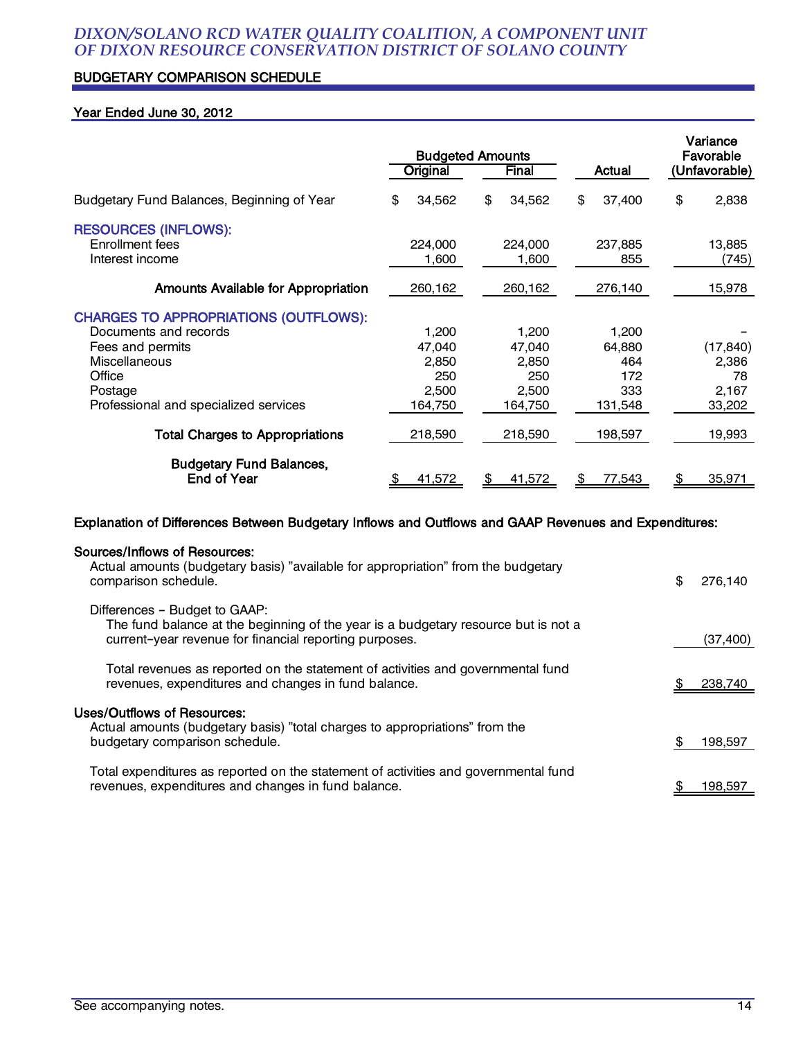# DIXON/SOLANO RCD WATER QUALITY COALITION, A COMPONENT UNIT OF DIXON RESOURCE CONSERVATION DISTRICT OF SOLANO COUNTY

## BUDGETARY COMPARISON SCHEDULE

### Year Ended June 30, 2012

| | Budgeted Amounts | | | Variance Favorable |
|---|---|---|---|---|
| | Original | Final | Actual | (Unfavorable) |
| Budgetary Fund Balances, Beginning of Year | $ 34,562 | $ 34,562 | $ 37,400 | $ 2,838 |
| **RESOURCES (INFLOWS):** | | | | |
| Enrollment fees | 224,000 | 224,000 | 237,885 | 13,885 |
| Interest income | 1,600 | 1,600 | 855 | (745) |
| **Amounts Available for Appropriation** | 260,162 | 260,162 | 276,140 | 15,978 |
| **CHARGES TO APPROPRIATIONS (OUTFLOWS):** | | | | |
| Documents and records | 1,200 | 1,200 | 1,200 | - |
| Fees and permits | 47,040 | 47,040 | 64,880 | (17,840) |
| Miscellaneous | 2,850 | 2,850 | 464 | 2,386 |
| Office | 250 | 250 | 172 | 78 |
| Postage | 2,500 | 2,500 | 333 | 2,167 |
| Professional and specialized services | 164,750 | 164,750 | 131,548 | 33,202 |
| **Total Charges to Appropriations** | 218,590 | 218,590 | 198,597 | 19,993 |
| **Budgetary Fund Balances, End of Year** | $ 41,572 | $ 41,572 | $ 77,543 | $ 35,971 |

### Explanation of Differences Between Budgetary Inflows and Outflows and GAAP Revenues and Expenditures:

| | |
|---|---|
| **Sources/Inflows of Resources:** | |
| Actual amounts (budgetary basis) "available for appropriation" from the budgetary comparison schedule. | $ 276,140 |
| Differences - Budget to GAAP: | |
| The fund balance at the beginning of the year is a budgetary resource but is not a current-year revenue for financial reporting purposes. | (37,400) |
| Total revenues as reported on the statement of activities and governmental fund revenues, expenditures and changes in fund balance. | $ 238,740 |
| **Uses/Outflows of Resources:** | |
| Actual amounts (budgetary basis) "total charges to appropriations" from the budgetary comparison schedule. | $ 198,597 |
| Total expenditures as reported on the statement of activities and governmental fund revenues, expenditures and changes in fund balance. | $ 198,597 |

See accompanying notes.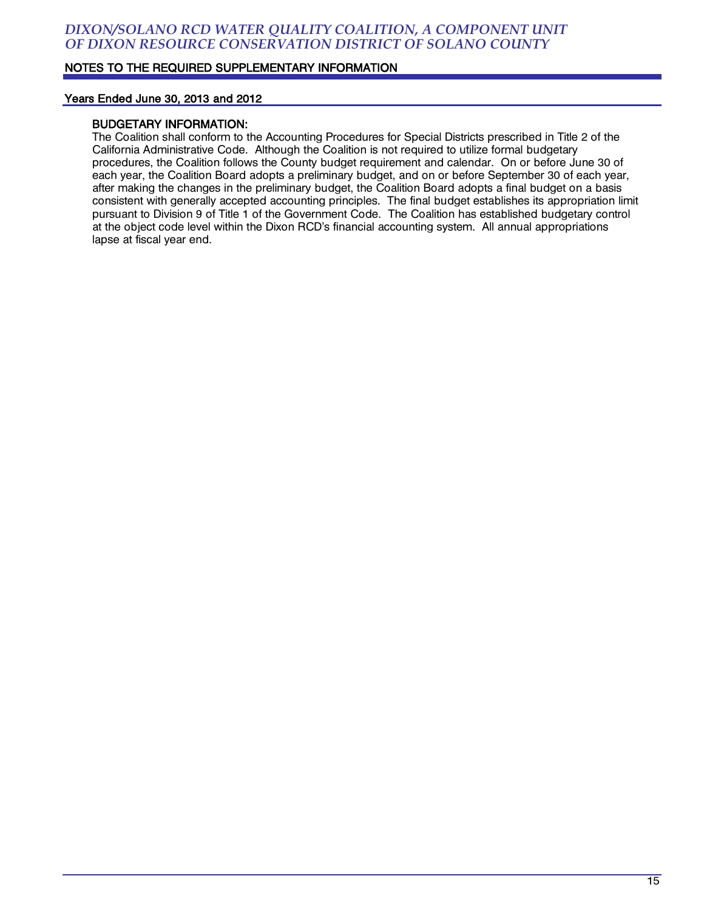# NOTES TO THE REQUIRED SUPPLEMENTARY INFORMATION

## Years Ended June 30, 2013 and 2012

### BUDGETARY INFORMATION:

The Coalition shall conform to the Accounting Procedures for Special Districts prescribed in Title 2 of the California Administrative Code. Although the Coalition is not required to utilize formal budgetary procedures, the Coalition follows the County budget requirement and calendar. On or before June 30 of each year, the Coalition Board adopts a preliminary budget, and on or before September 30 of each year, after making the changes in the preliminary budget, the Coalition Board adopts a final budget on a basis consistent with generally accepted accounting principles. The final budget establishes its appropriation limit pursuant to Division 9 of Title 1 of the Government Code. The Coalition has established budgetary control at the object code level within the Dixon RCD's financial accounting system. All annual appropriations lapse at fiscal year end.